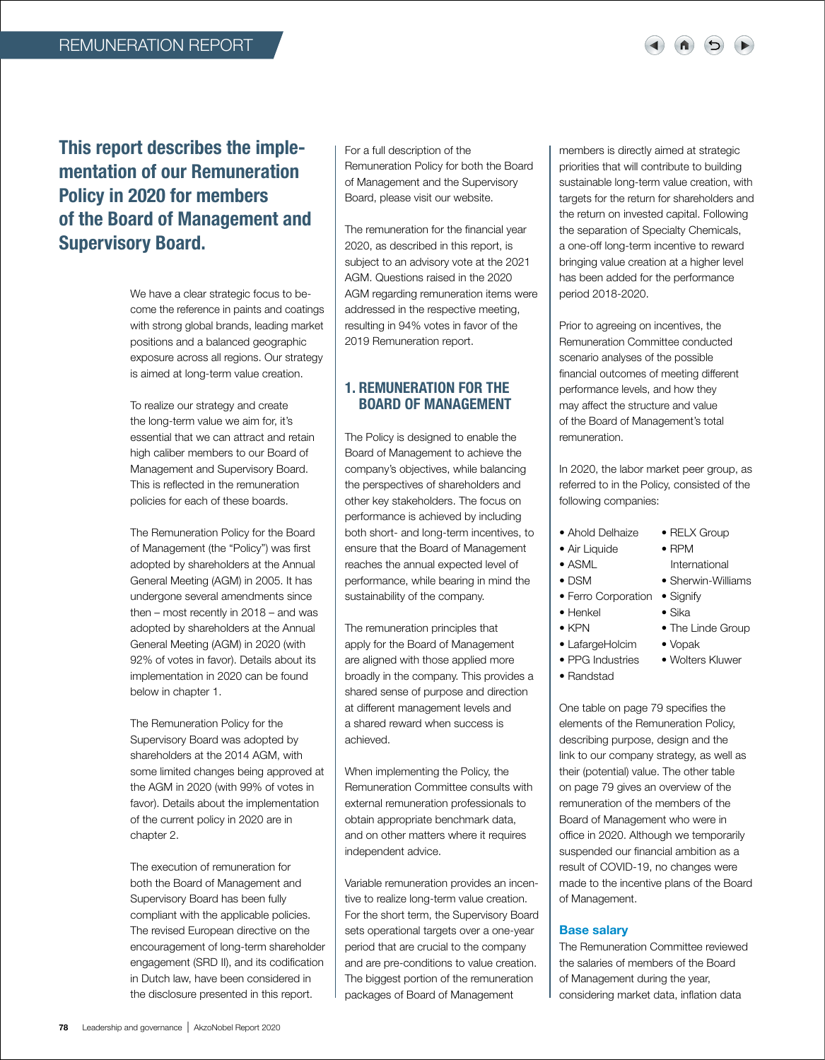# This report describes the implementation of our Remuneration Policy in 2020 for members of the Board of Management and Supervisory Board.

We have a clear strategic focus to become the reference in paints and coatings with strong global brands, leading market positions and a balanced geographic exposure across all regions. Our strategy is aimed at long-term value creation.

To realize our strategy and create the long-term value we aim for, it's essential that we can attract and retain high caliber members to our Board of Management and Supervisory Board. This is reflected in the remuneration policies for each of these boards.

The Remuneration Policy for the Board of Management (the "Policy") was first adopted by shareholders at the Annual General Meeting (AGM) in 2005. It has undergone several amendments since then – most recently in 2018 – and was adopted by shareholders at the Annual General Meeting (AGM) in 2020 (with 92% of votes in favor). Details about its implementation in 2020 can be found below in chapter 1.

The Remuneration Policy for the Supervisory Board was adopted by shareholders at the 2014 AGM, with some limited changes being approved at the AGM in 2020 (with 99% of votes in favor). Details about the implementation of the current policy in 2020 are in chapter 2.

The execution of remuneration for both the Board of Management and Supervisory Board has been fully compliant with the applicable policies. The revised European directive on the encouragement of long-term shareholder engagement (SRD II), and its codification in Dutch law, have been considered in the disclosure presented in this report.

For a full description of the Remuneration Policy for both the Board of Management and the Supervisory Board, please visit our website.

The remuneration for the financial year 2020, as described in this report, is subject to an advisory vote at the 2021 AGM. Questions raised in the 2020 AGM regarding remuneration items were addressed in the respective meeting, resulting in 94% votes in favor of the 2019 Remuneration report.

## 1. REMUNERATION FOR THE BOARD OF MANAGEMENT

The Policy is designed to enable the Board of Management to achieve the company's objectives, while balancing the perspectives of shareholders and other key stakeholders. The focus on performance is achieved by including both short- and long-term incentives, to ensure that the Board of Management reaches the annual expected level of performance, while bearing in mind the sustainability of the company.

The remuneration principles that apply for the Board of Management are aligned with those applied more broadly in the company. This provides a shared sense of purpose and direction at different management levels and a shared reward when success is achieved.

When implementing the Policy, the Remuneration Committee consults with external remuneration professionals to obtain appropriate benchmark data, and on other matters where it requires independent advice.

Variable remuneration provides an incentive to realize long-term value creation. For the short term, the Supervisory Board sets operational targets over a one-year period that are crucial to the company and are pre-conditions to value creation. The biggest portion of the remuneration packages of Board of Management members is directly aimed at strategic priorities that will contribute to building sustainable long-term value creation, with targets for the return for shareholders and the return on invested capital. Following the separation of Specialty Chemicals, a one-off long-term incentive to reward bringing value creation at a higher level has been added for the performance period 2018-2020.

Prior to agreeing on incentives, the Remuneration Committee conducted scenario analyses of the possible financial outcomes of meeting different performance levels, and how they may affect the structure and value of the Board of Management's total remuneration.

In 2020, the labor market peer group, as referred to in the Policy, consisted of the following companies:

- Ahold Delhaize
- Air Liquide
- ASML
- DSM
- Ferro Corporation
- Henkel
- KPN
- LafargeHolcim
- PPG Industries
- Randstad
- RELX Group
- RPM International
- Sherwin-Williams
- Signify
- Sika
- The Linde Group
- Vopak
- Wolters Kluwer

One table on page 79 specifies the elements of the Remuneration Policy, describing purpose, design and the link to our company strategy, as well as their (potential) value. The other table on page 79 gives an overview of the remuneration of the members of the Board of Management who were in office in 2020. Although we temporarily suspended our financial ambition as a result of COVID-19, no changes were made to the incentive plans of the Board of Management.

### Base salary

The Remuneration Committee reviewed the salaries of members of the Board of Management during the year, considering market data, inflation data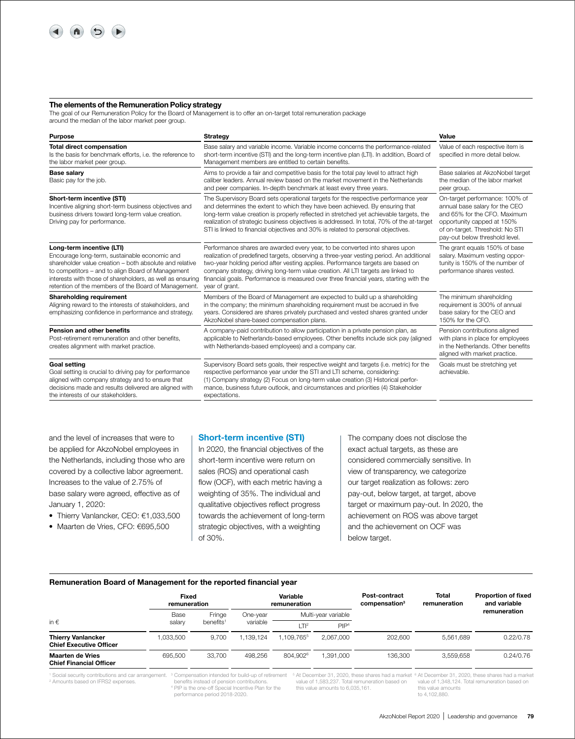### The elements of the Remuneration Policy strategy

The goal of our Remuneration Policy for the Board of Management is to offer an on-target total remuneration package around the median of the labor market peer group.

| Purpose | Strategy | Value |
|---|---|---|
| **Total direct compensation**<br>Is the basis for benchmark efforts, i.e. the reference to the labor market peer group. | Base salary and variable income. Variable income concerns the performance-related short-term incentive (STI) and the long-term incentive plan (LTI). In addition, Board of Management members are entitled to certain benefits. | Value of each respective item is specified in more detail below. |
| **Base salary**<br>Basic pay for the job. | Aims to provide a fair and competitive basis for the total pay level to attract high caliber leaders. Annual review based on the market movement in the Netherlands and peer companies. In-depth benchmark at least every three years. | Base salaries at AkzoNobel target the median of the labor market peer group. |
| **Short-term incentive (STI)**<br>Incentive aligning short-term business objectives and business drivers toward long-term value creation. Driving pay for performance. | The Supervisory Board sets operational targets for the respective performance year and determines the extent to which they have been achieved. By ensuring that long-term value creation is properly reflected in stretched yet achievable targets, the realization of strategic business objectives is addressed. In total, 70% of the at-target STI is linked to financial objectives and 30% is related to personal objectives. | On-target performance: 100% of annual base salary for the CEO and 65% for the CFO. Maximum opportunity capped at 150% of on-target. Threshold: No STI pay-out below threshold level. |
| **Long-term incentive (LTI)**<br>Encourage long-term, sustainable economic and shareholder value creation – both absolute and relative to competitors – and to align Board of Management interests with those of shareholders, as well as ensuring retention of the members of the Board of Management. | Performance shares are awarded every year, to be converted into shares upon realization of predefined targets, observing a three-year vesting period. An additional two-year holding period after vesting applies. Performance targets are based on company strategy, driving long-term value creation. All LTI targets are linked to financial goals. Performance is measured over three financial years, starting with the year of grant. | The grant equals 150% of base salary. Maximum vesting opportunity is 150% of the number of performance shares vested. |
| **Shareholding requirement**<br>Aligning reward to the interests of stakeholders, and emphasizing confidence in performance and strategy. | Members of the Board of Management are expected to build up a shareholding in the company; the minimum shareholding requirement must be accrued in five years. Considered are shares privately purchased and vested shares granted under AkzoNobel share-based compensation plans. | The minimum shareholding requirement is 300% of annual base salary for the CEO and 150% for the CFO. |
| **Pension and other benefits**<br>Post-retirement remuneration and other benefits, creates alignment with market practice. | A company-paid contribution to allow participation in a private pension plan, as applicable to Netherlands-based employees. Other benefits include sick pay (aligned with Netherlands-based employees) and a company car. | Pension contributions aligned with plans in place for employees in the Netherlands. Other benefits aligned with market practice. |
| **Goal setting**<br>Goal setting is crucial to driving pay for performance aligned with company strategy and to ensure that decisions made and results delivered are aligned with the interests of our stakeholders. | Supervisory Board sets goals, their respective weight and targets (i.e. metric) for the respective performance year under the STI and LTI scheme, considering:<br>(1) Company strategy (2) Focus on long-term value creation (3) Historical performance, business future outlook, and circumstances and priorities (4) Stakeholder expectations. | Goals must be stretching yet achievable. |

and the level of increases that were to be applied for AkzoNobel employees in the Netherlands, including those who are covered by a collective labor agreement. Increases to the value of 2.75% of base salary were agreed, effective as of January 1, 2020:

- Thierry Vanlancker, CEO: €1,033,500
- Maarten de Vries, CFO: €695,500

## Short-term incentive (STI)

In 2020, the financial objectives of the short-term incentive were return on sales (ROS) and operational cash flow (OCF), with each metric having a weighting of 35%. The individual and qualitative objectives reflect progress towards the achievement of long-term strategic objectives, with a weighting of 30%.

The company does not disclose the exact actual targets, as these are considered commercially sensitive. In view of transparency, we categorize our target realization as follows: zero pay-out, below target, at target, above target or maximum pay-out. In 2020, the achievement on ROS was above target and the achievement on OCF was below target.

### Remuneration Board of Management for the reported financial year

| in € | Fixed remuneration | | Variable remuneration | | | Post-contract compensation[3] | Total remuneration | Proportion of fixed and variable remuneration |
|---|---|---|---|---|---|---|---|---|
| | Base salary | Fringe benefits[1] | One-year variable | Multi-year variable | | | | |
| | | | | LTI[2] | PIP[4] | | | |
| **Thierry Vanlancker**<br>**Chief Executive Officer** | 1,033,500 | 9,700 | 1,139,124 | 1,109,765[5] | 2,067,000 | 202,600 | 5,561,689 | 0.22/0.78 |
| **Maarten de Vries**<br>**Chief Financial Officer** | 695,500 | 33,700 | 498,256 | 804,902[6] | 1,391,000 | 136,300 | 3,559,658 | 0.24/0.76 |

[1] Social security contributions and car arrangement.
[2] Amounts based on IFRS2 expenses.
[3] Compensation intended for build-up of retirement benefits instead of pension contributions.
[4] PIP is the one-off Special Incentive Plan for the performance period 2018-2020.
[5] At December 31, 2020, these shares had a market value of 1,583,237. Total remuneration based on this value amounts to 6,035,161.
[6] At December 31, 2020, these shares had a market value of 1,348,124. Total remuneration based on this value amounts to 4,102,880.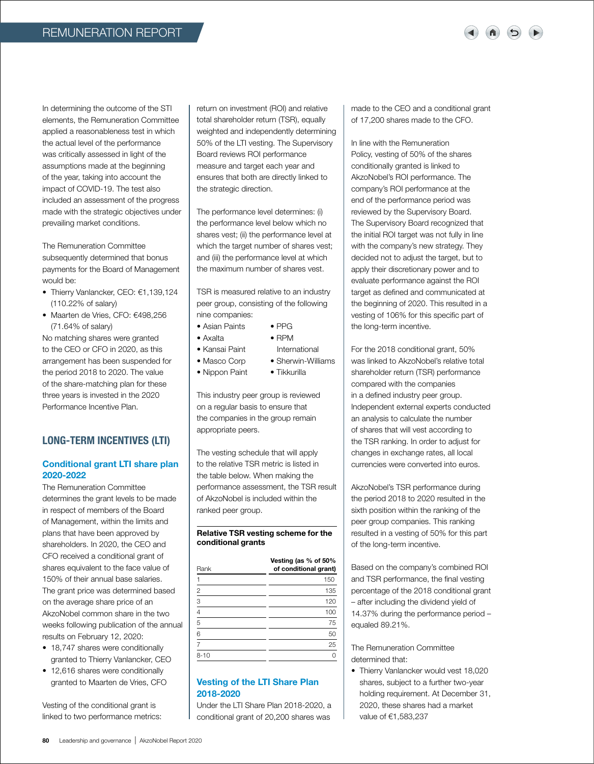In determining the outcome of the STI elements, the Remuneration Committee applied a reasonableness test in which the actual level of the performance was critically assessed in light of the assumptions made at the beginning of the year, taking into account the impact of COVID-19. The test also included an assessment of the progress made with the strategic objectives under prevailing market conditions.

The Remuneration Committee subsequently determined that bonus payments for the Board of Management would be:

- Thierry Vanlancker, CEO: €1,139,124 (110.22% of salary)
- Maarten de Vries, CFO: €498,256 (71.64% of salary)

No matching shares were granted to the CEO or CFO in 2020, as this arrangement has been suspended for the period 2018 to 2020. The value of the share-matching plan for these three years is invested in the 2020 Performance Incentive Plan.

## LONG-TERM INCENTIVES (LTI)

### Conditional grant LTI share plan 2020-2022

The Remuneration Committee determines the grant levels to be made in respect of members of the Board of Management, within the limits and plans that have been approved by shareholders. In 2020, the CEO and CFO received a conditional grant of shares equivalent to the face value of 150% of their annual base salaries. The grant price was determined based on the average share price of an AkzoNobel common share in the two weeks following publication of the annual results on February 12, 2020:

- 18,747 shares were conditionally granted to Thierry Vanlancker, CEO
- 12,616 shares were conditionally granted to Maarten de Vries, CFO

Vesting of the conditional grant is linked to two performance metrics: return on investment (ROI) and relative total shareholder return (TSR), equally weighted and independently determining 50% of the LTI vesting. The Supervisory Board reviews ROI performance measure and target each year and ensures that both are directly linked to the strategic direction.

The performance level determines: (i) the performance level below which no shares vest; (ii) the performance level at which the target number of shares vest; and (iii) the performance level at which the maximum number of shares vest.

TSR is measured relative to an industry peer group, consisting of the following nine companies:

- Asian Paints
- Axalta
- Kansai Paint
- Masco Corp
- Nippon Paint
- PPG
- RPM International
- Sherwin-Williams
- Tikkurilla

This industry peer group is reviewed on a regular basis to ensure that the companies in the group remain appropriate peers.

The vesting schedule that will apply to the relative TSR metric is listed in the table below. When making the performance assessment, the TSR result of AkzoNobel is included within the ranked peer group.

**Relative TSR vesting scheme for the conditional grants**

| Rank | Vesting (as % of 50% of conditional grant) |
|---|---|
| 1 | 150 |
| 2 | 135 |
| 3 | 120 |
| 4 | 100 |
| 5 | 75 |
| 6 | 50 |
| 7 | 25 |
| 8-10 | 0 |

### Vesting of the LTI Share Plan 2018-2020

Under the LTI Share Plan 2018-2020, a conditional grant of 20,200 shares was made to the CEO and a conditional grant of 17,200 shares made to the CFO.

In line with the Remuneration Policy, vesting of 50% of the shares conditionally granted is linked to AkzoNobel's ROI performance. The company's ROI performance at the end of the performance period was reviewed by the Supervisory Board. The Supervisory Board recognized that the initial ROI target was not fully in line with the company's new strategy. They decided not to adjust the target, but to apply their discretionary power and to evaluate performance against the ROI target as defined and communicated at the beginning of 2020. This resulted in a vesting of 106% for this specific part of the long-term incentive.

For the 2018 conditional grant, 50% was linked to AkzoNobel's relative total shareholder return (TSR) performance compared with the companies in a defined industry peer group. Independent external experts conducted an analysis to calculate the number of shares that will vest according to the TSR ranking. In order to adjust for changes in exchange rates, all local currencies were converted into euros.

AkzoNobel's TSR performance during the period 2018 to 2020 resulted in the sixth position within the ranking of the peer group companies. This ranking resulted in a vesting of 50% for this part of the long-term incentive.

Based on the company's combined ROI and TSR performance, the final vesting percentage of the 2018 conditional grant – after including the dividend yield of 14.37% during the performance period – equaled 89.21%.

The Remuneration Committee determined that:

- Thierry Vanlancker would vest 18,020 shares, subject to a further two-year holding requirement. At December 31, 2020, these shares had a market value of €1,583,237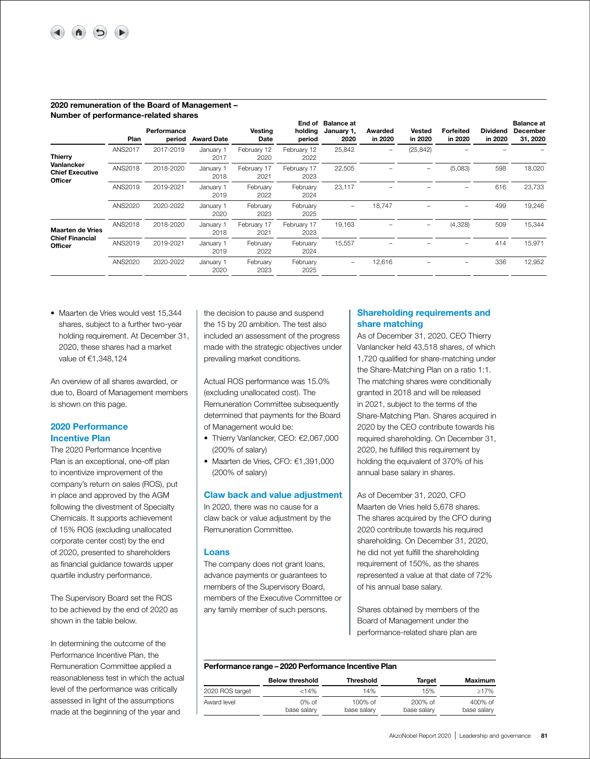**2020 remuneration of the Board of Management – Number of performance-related shares**

| | Plan | Performance period | Award Date | Vesting Date | End of holding period | Balance at January 1, 2020 | Awarded in 2020 | Vested in 2020 | Forfeited in 2020 | Dividend in 2020 | Balance at December 31, 2020 |
|---|---|---|---|---|---|---|---|---|---|---|---|
| **Thierry Vanlancker Chief Executive Officer** | ANS2017 | 2017-2019 | January 1 2017 | February 12 2020 | February 12 2022 | 25,842 | – | (25,842) | – | – | – |
| | ANS2018 | 2018-2020 | January 1 2018 | February 17 2021 | February 17 2023 | 22,505 | – | – | (5,083) | 598 | 18,020 |
| | ANS2019 | 2019-2021 | January 1 2019 | February 2022 | February 2024 | 23,117 | – | – | – | 616 | 23,733 |
| | ANS2020 | 2020-2022 | January 1 2020 | February 2023 | February 2025 | – | 18,747 | – | – | 499 | 19,246 |
| **Maarten de Vries Chief Financial Officer** | ANS2018 | 2018-2020 | January 1 2018 | February 17 2021 | February 17 2023 | 19,163 | – | – | (4,328) | 509 | 15,344 |
| | ANS2019 | 2019-2021 | January 1 2019 | February 2022 | February 2024 | 15,557 | – | – | – | 414 | 15,971 |
| | ANS2020 | 2020-2022 | January 1 2020 | February 2023 | February 2025 | – | 12,616 | – | – | 336 | 12,952 |

- Maarten de Vries would vest 15,344 shares, subject to a further two-year holding requirement. At December 31, 2020, these shares had a market value of €1,348,124

An overview of all shares awarded, or due to, Board of Management members is shown on this page.

## 2020 Performance Incentive Plan

The 2020 Performance Incentive Plan is an exceptional, one-off plan to incentivize improvement of the company's return on sales (ROS), put in place and approved by the AGM following the divestment of Specialty Chemicals. It supports achievement of 15% ROS (excluding unallocated corporate center cost) by the end of 2020, presented to shareholders as financial guidance towards upper quartile industry performance.

The Supervisory Board set the ROS to be achieved by the end of 2020 as shown in the table below.

In determining the outcome of the Performance Incentive Plan, the Remuneration Committee applied a reasonableness test in which the actual level of the performance was critically assessed in light of the assumptions made at the beginning of the year and the decision to pause and suspend the 15 by 20 ambition. The test also included an assessment of the progress made with the strategic objectives under prevailing market conditions.

Actual ROS performance was 15.0% (excluding unallocated cost). The Remuneration Committee subsequently determined that payments for the Board of Management would be:

- Thierry Vanlancker, CEO: €2,067,000 (200% of salary)
- Maarten de Vries, CFO: €1,391,000 (200% of salary)

## Claw back and value adjustment

In 2020, there was no cause for a claw back or value adjustment by the Remuneration Committee.

## Loans

The company does not grant loans, advance payments or guarantees to members of the Supervisory Board, members of the Executive Committee or any family member of such persons.

## Shareholding requirements and share matching

As of December 31, 2020, CEO Thierry Vanlancker held 43,518 shares, of which 1,720 qualified for share-matching under the Share-Matching Plan on a ratio 1:1. The matching shares were conditionally granted in 2018 and will be released in 2021, subject to the terms of the Share-Matching Plan. Shares acquired in 2020 by the CEO contribute towards his required shareholding. On December 31, 2020, he fulfilled this requirement by holding the equivalent of 370% of his annual base salary in shares.

As of December 31, 2020, CFO Maarten de Vries held 5,678 shares. The shares acquired by the CFO during 2020 contribute towards his required shareholding. On December 31, 2020, he did not yet fulfill the shareholding requirement of 150%, as the shares represented a value at that date of 72% of his annual base salary.

Shares obtained by members of the Board of Management under the performance-related share plan are

**Performance range – 2020 Performance Incentive Plan**

| | Below threshold | Threshold | Target | Maximum |
|---|---|---|---|---|
| 2020 ROS target | <14% | 14% | 15% | ≥17% |
| Award level | 0% of base salary | 100% of base salary | 200% of base salary | 400% of base salary |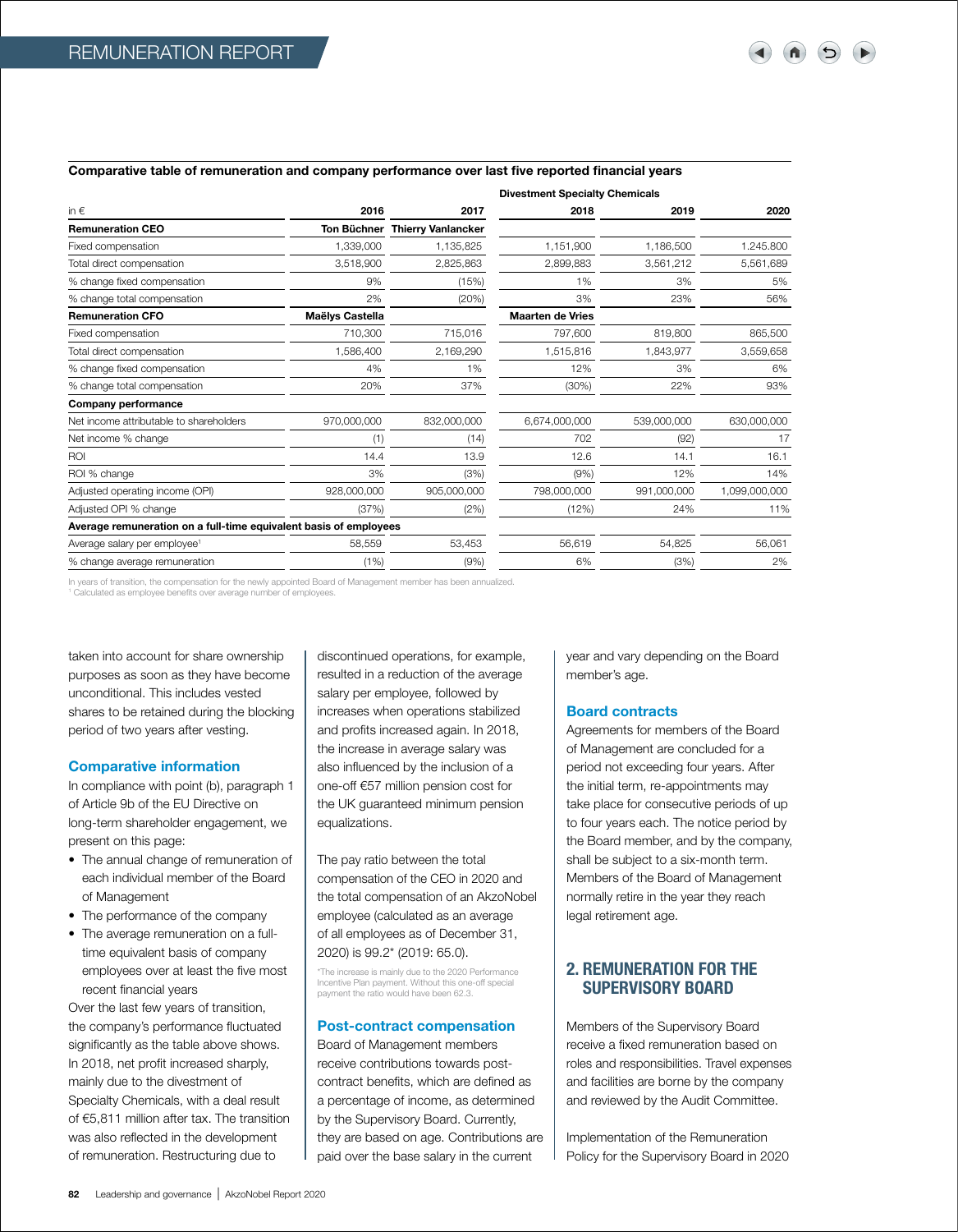**Comparative table of remuneration and company performance over last five reported financial years**

| in € | 2016 | 2017 | 2018 | 2019 | 2020 |
|---|---|---|---|---|---|
| | | | Divestment Specialty Chemicals | | |
| **Remuneration CEO** | **Ton Büchner** | **Thierry Vanlancker** | | | |
| Fixed compensation | 1,339,000 | 1,135,825 | 1,151,900 | 1,186,500 | 1.245.800 |
| Total direct compensation | 3,518,900 | 2,825,863 | 2,899,883 | 3,561,212 | 5,561,689 |
| % change fixed compensation | 9% | (15%) | 1% | 3% | 5% |
| % change total compensation | 2% | (20%) | 3% | 23% | 56% |
| **Remuneration CFO** | **Maëlys Castella** | | **Maarten de Vries** | | |
| Fixed compensation | 710,300 | 715,016 | 797,600 | 819,800 | 865,500 |
| Total direct compensation | 1,586,400 | 2,169,290 | 1,515,816 | 1,843,977 | 3,559,658 |
| % change fixed compensation | 4% | 1% | 12% | 3% | 6% |
| % change total compensation | 20% | 37% | (30%) | 22% | 93% |
| **Company performance** | | | | | |
| Net income attributable to shareholders | 970,000,000 | 832,000,000 | 6,674,000,000 | 539,000,000 | 630,000,000 |
| Net income % change | (1) | (14) | 702 | (92) | 17 |
| ROI | 14.4 | 13.9 | 12.6 | 14.1 | 16.1 |
| ROI % change | 3% | (3%) | (9%) | 12% | 14% |
| Adjusted operating income (OPI) | 928,000,000 | 905,000,000 | 798,000,000 | 991,000,000 | 1,099,000,000 |
| Adjusted OPI % change | (37%) | (2%) | (12%) | 24% | 11% |
| **Average remuneration on a full-time equivalent basis of employees** | | | | | |
| Average salary per employee[1] | 58,559 | 53,453 | 56,619 | 54,825 | 56,061 |
| % change average remuneration | (1%) | (9%) | 6% | (3%) | 2% |

In years of transition, the compensation for the newly appointed Board of Management member has been annualized.
[1] Calculated as employee benefits over average number of employees.

taken into account for share ownership purposes as soon as they have become unconditional. This includes vested shares to be retained during the blocking period of two years after vesting.

### Comparative information

In compliance with point (b), paragraph 1 of Article 9b of the EU Directive on long-term shareholder engagement, we present on this page:

- The annual change of remuneration of each individual member of the Board of Management
- The performance of the company
- The average remuneration on a full-time equivalent basis of company employees over at least the five most recent financial years

Over the last few years of transition, the company's performance fluctuated significantly as the table above shows. In 2018, net profit increased sharply, mainly due to the divestment of Specialty Chemicals, with a deal result of €5,811 million after tax. The transition was also reflected in the development of remuneration. Restructuring due to discontinued operations, for example, resulted in a reduction of the average salary per employee, followed by increases when operations stabilized and profits increased again. In 2018, the increase in average salary was also influenced by the inclusion of a one-off €57 million pension cost for the UK guaranteed minimum pension equalizations.

The pay ratio between the total compensation of the CEO in 2020 and the total compensation of an AkzoNobel employee (calculated as an average of all employees as of December 31, 2020) is 99.2* (2019: 65.0).

*The increase is mainly due to the 2020 Performance Incentive Plan payment. Without this one-off special payment the ratio would have been 62.3.

### Post-contract compensation

Board of Management members receive contributions towards post-contract benefits, which are defined as a percentage of income, as determined by the Supervisory Board. Currently, they are based on age. Contributions are paid over the base salary in the current year and vary depending on the Board member's age.

### Board contracts

Agreements for members of the Board of Management are concluded for a period not exceeding four years. After the initial term, re-appointments may take place for consecutive periods of up to four years each. The notice period by the Board member, and by the company, shall be subject to a six-month term. Members of the Board of Management normally retire in the year they reach legal retirement age.

## 2. REMUNERATION FOR THE SUPERVISORY BOARD

Members of the Supervisory Board receive a fixed remuneration based on roles and responsibilities. Travel expenses and facilities are borne by the company and reviewed by the Audit Committee.

Implementation of the Remuneration Policy for the Supervisory Board in 2020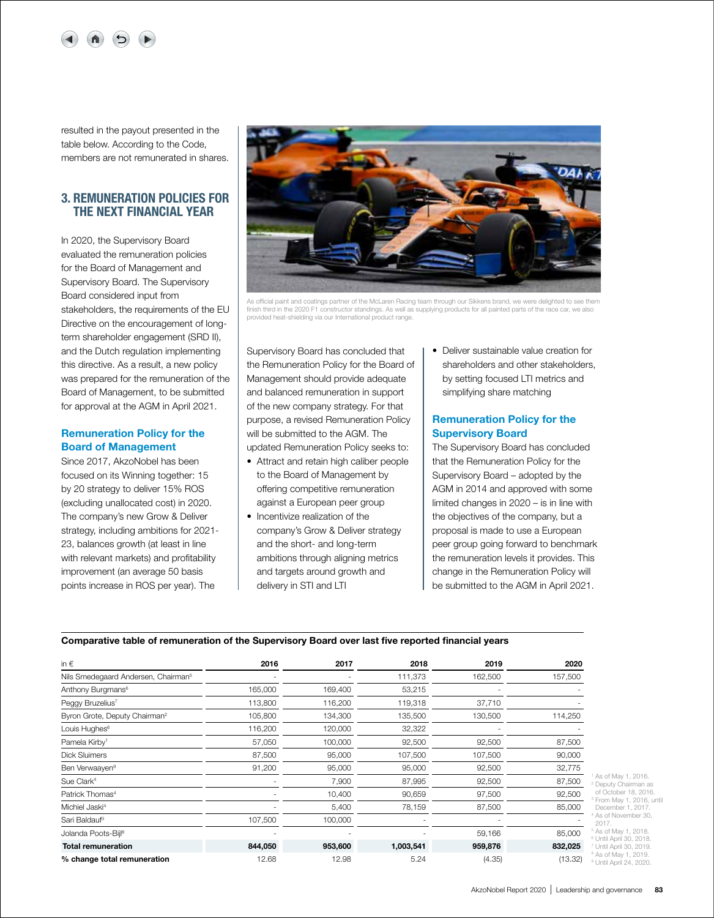resulted in the payout presented in the table below. According to the Code, members are not remunerated in shares.

## 3. REMUNERATION POLICIES FOR THE NEXT FINANCIAL YEAR

In 2020, the Supervisory Board evaluated the remuneration policies for the Board of Management and Supervisory Board. The Supervisory Board considered input from stakeholders, the requirements of the EU Directive on the encouragement of long-term shareholder engagement (SRD II), and the Dutch regulation implementing this directive. As a result, a new policy was prepared for the remuneration of the Board of Management, to be submitted for approval at the AGM in April 2021.

### Remuneration Policy for the Board of Management

Since 2017, AkzoNobel has been focused on its Winning together: 15 by 20 strategy to deliver 15% ROS (excluding unallocated cost) in 2020. The company's new Grow & Deliver strategy, including ambitions for 2021-23, balances growth (at least in line with relevant markets) and profitability improvement (an average 50 basis points increase in ROS per year). The Supervisory Board has concluded that the Remuneration Policy for the Board of Management should provide adequate and balanced remuneration in support of the new company strategy. For that purpose, a revised Remuneration Policy will be submitted to the AGM. The updated Remuneration Policy seeks to:

- Attract and retain high caliber people to the Board of Management by offering competitive remuneration against a European peer group
- Incentivize realization of the company's Grow & Deliver strategy and the short- and long-term ambitions through aligning metrics and targets around growth and delivery in STI and LTI
- Deliver sustainable value creation for shareholders and other stakeholders, by setting focused LTI metrics and simplifying share matching

As official paint and coatings partner of the McLaren Racing team through our Sikkens brand, we were delighted to see them finish third in the 2020 F1 constructor standings. As well as supplying products for all painted parts of the race car, we also provided heat-shielding via our International product range.

### Remuneration Policy for the Supervisory Board

The Supervisory Board has concluded that the Remuneration Policy for the Supervisory Board – adopted by the AGM in 2014 and approved with some limited changes in 2020 – is in line with the objectives of the company, but a proposal is made to use a European peer group going forward to benchmark the remuneration levels it provides. This change in the Remuneration Policy will be submitted to the AGM in April 2021.

**Comparative table of remuneration of the Supervisory Board over last five reported financial years**

| in € | 2016 | 2017 | 2018 | 2019 | 2020 |
|---|---|---|---|---|---|
| Nils Smedegaard Andersen, Chairman[5] | - | - | 111,373 | 162,500 | 157,500 |
| Anthony Burgmans[6] | 165,000 | 169,400 | 53,215 | - | - |
| Peggy Bruzelius[7] | 113,800 | 116,200 | 119,318 | 37,710 | - |
| Byron Grote, Deputy Chairman[2] | 105,800 | 134,300 | 135,500 | 130,500 | 114,250 |
| Louis Hughes[6] | 116,200 | 120,000 | 32,322 | - | - |
| Pamela Kirby[1] | 57,050 | 100,000 | 92,500 | 92,500 | 87,500 |
| Dick Sluimers | 87,500 | 95,000 | 107,500 | 107,500 | 90,000 |
| Ben Verwaayen[9] | 91,200 | 95,000 | 95,000 | 92,500 | 32,775 |
| Sue Clark[4] | - | 7,900 | 87,995 | 92,500 | 87,500 |
| Patrick Thomas[4] | - | 10,400 | 90,659 | 97,500 | 92,500 |
| Michiel Jaski[4] | - | 5,400 | 78,159 | 87,500 | 85,000 |
| Sari Baldauf[3] | 107,500 | 100,000 | - | - | - |
| Jolanda Poots-Bijl[8] | - | - | - | 59,166 | 85,000 |
| **Total remuneration** | **844,050** | **953,600** | **1,003,541** | **959,876** | **832,025** |
| **% change total remuneration** | 12.68 | 12.98 | 5.24 | (4.35) | (13.32) |

[1] As of May 1, 2016.
[2] Deputy Chairman as of October 18, 2016.
[3] From May 1, 2016, until December 1, 2017.
[4] As of November 30, 2017.
[5] As of May 1, 2018.
[6] Until April 30, 2018.
[7] Until April 30, 2019.
[8] As of May 1, 2019.
[9] Until April 24, 2020.